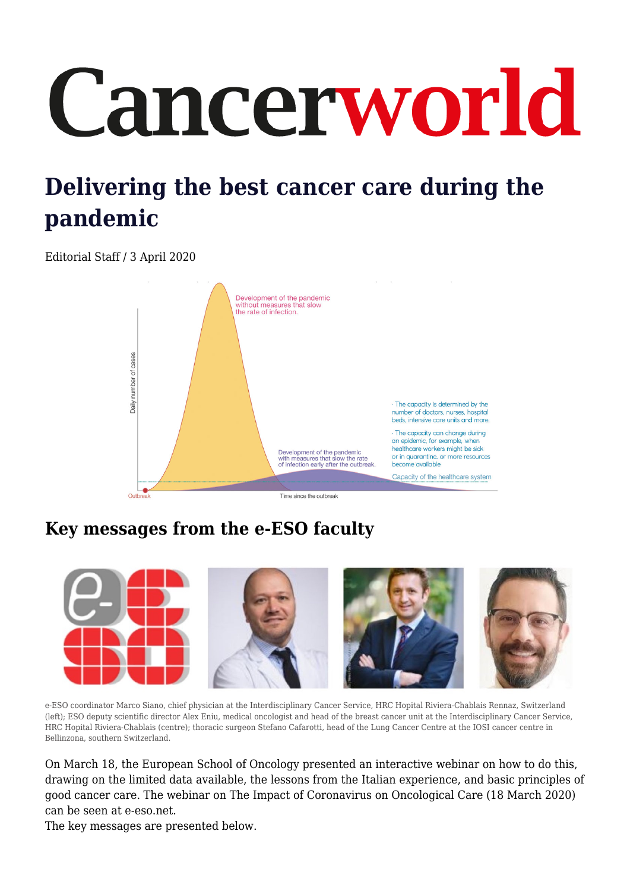# Cancerworld

## Delivering the best cancer care during the pandemic

Editorial Staff / 3 April 2020

Development of the pandemic without measures that slow the rate of infection.

Development of the pandemic with measures that slow the rate of infection early after the outbreak.

· The capacity is determined by the number of doctors, nurses, hospital beds, intensive care units and more.

· The capacity can change during an epidemic, for example, when healthcare workers might be sick or in quarantine, or more resources become available

Capacity of the healthcare system

Daily number of cases

Outbreak

Time since the outbreak

## Key messages from the e-ESO faculty

e-ESO coordinator Marco Siano, chief physician at the Interdisciplinary Cancer Service, HRC Hopital Riviera-Chablais Rennaz, Switzerland (left); ESO deputy scientific director Alex Eniu, medical oncologist and head of the breast cancer unit at the Interdisciplinary Cancer Service, HRC Hopital Riviera-Chablais (centre); thoracic surgeon Stefano Cafarotti, head of the Lung Cancer Centre at the IOSI cancer centre in Bellinzona, southern Switzerland.

On March 18, the European School of Oncology presented an interactive webinar on how to do this, drawing on the limited data available, the lessons from the Italian experience, and basic principles of good cancer care. The webinar on The Impact of Coronavirus on Oncological Care (18 March 2020) can be seen at e-eso.net.
The key messages are presented below.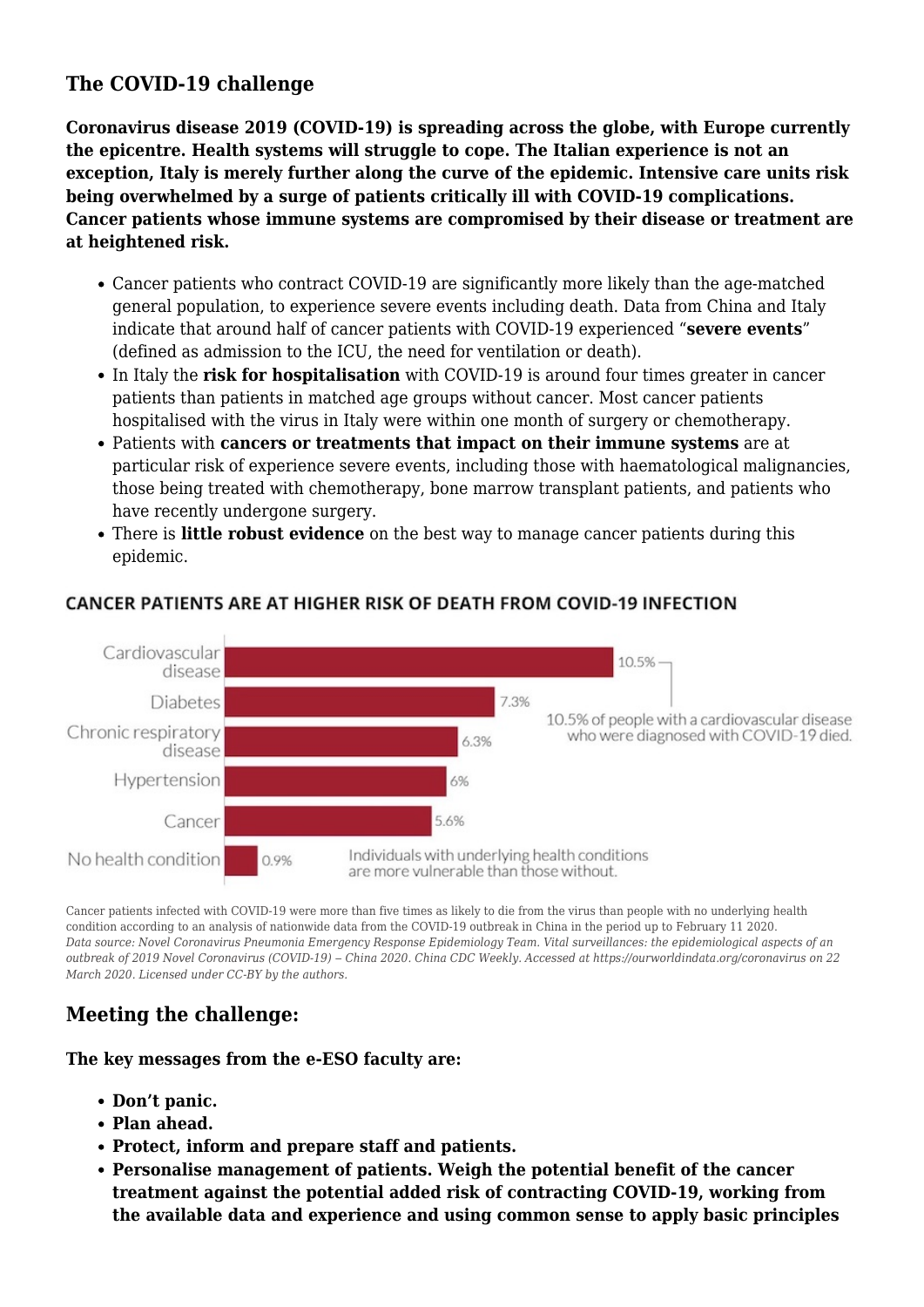## The COVID-19 challenge

**Coronavirus disease 2019 (COVID-19) is spreading across the globe, with Europe currently the epicentre. Health systems will struggle to cope. The Italian experience is not an exception, Italy is merely further along the curve of the epidemic. Intensive care units risk being overwhelmed by a surge of patients critically ill with COVID-19 complications. Cancer patients whose immune systems are compromised by their disease or treatment are at heightened risk.**

- Cancer patients who contract COVID-19 are significantly more likely than the age-matched general population, to experience severe events including death. Data from China and Italy indicate that around half of cancer patients with COVID-19 experienced "**severe events**" (defined as admission to the ICU, the need for ventilation or death).
- In Italy the **risk for hospitalisation** with COVID-19 is around four times greater in cancer patients than patients in matched age groups without cancer. Most cancer patients hospitalised with the virus in Italy were within one month of surgery or chemotherapy.
- Patients with **cancers or treatments that impact on their immune systems** are at particular risk of experience severe events, including those with haematological malignancies, those being treated with chemotherapy, bone marrow transplant patients, and patients who have recently undergone surgery.
- There is **little robust evidence** on the best way to manage cancer patients during this epidemic.

**CANCER PATIENTS ARE AT HIGHER RISK OF DEATH FROM COVID-19 INFECTION**

| Condition | Case fatality rate |
|---|---|
| Cardiovascular disease | 10.5% |
| Diabetes | 7.3% |
| Chronic respiratory disease | 6.3% |
| Hypertension | 6% |
| Cancer | 5.6% |
| No health condition | 0.9% |

10.5% of people with a cardiovascular disease who were diagnosed with COVID-19 died.

Individuals with underlying health conditions are more vulnerable than those without.

Cancer patients infected with COVID-19 were more than five times as likely to die from the virus than people with no underlying health condition according to an analysis of nationwide data from the COVID-19 outbreak in China in the period up to February 11 2020.
*Data source: Novel Coronavirus Pneumonia Emergency Response Epidemiology Team. Vital surveillances: the epidemiological aspects of an outbreak of 2019 Novel Coronavirus (COVID-19) – China 2020. China CDC Weekly. Accessed at https://ourworldindata.org/coronavirus on 22 March 2020. Licensed under CC-BY by the authors.*

## Meeting the challenge:

**The key messages from the e-ESO faculty are:**

- **Don't panic.**
- **Plan ahead.**
- **Protect, inform and prepare staff and patients.**
- **Personalise management of patients. Weigh the potential benefit of the cancer treatment against the potential added risk of contracting COVID-19, working from the available data and experience and using common sense to apply basic principles**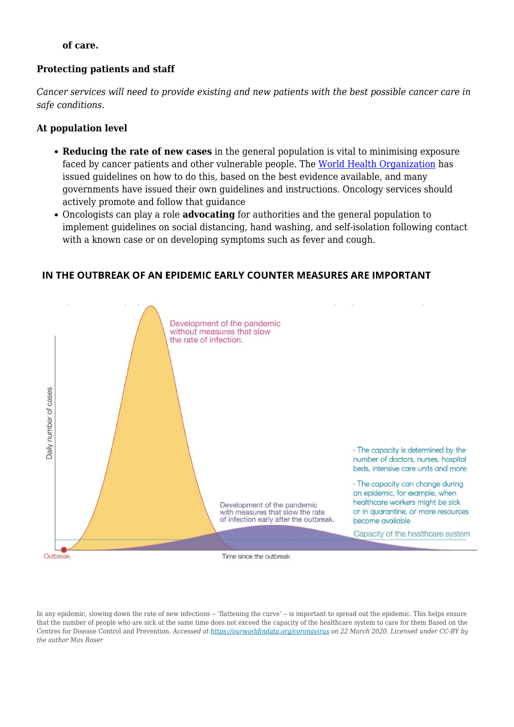**of care.**

### Protecting patients and staff

*Cancer services will need to provide existing and new patients with the best possible cancer care in safe conditions.*

#### At population level

- **Reducing the rate of new cases** in the general population is vital to minimising exposure faced by cancer patients and other vulnerable people. The [World Health Organization](https://www.who.int) has issued guidelines on how to do this, based on the best evidence available, and many governments have issued their own guidelines and instructions. Oncology services should actively promote and follow that guidance
- Oncologists can play a role **advocating** for authorities and the general population to implement guidelines on social distancing, hand washing, and self-isolation following contact with a known case or on developing symptoms such as fever and cough.

**IN THE OUTBREAK OF AN EPIDEMIC EARLY COUNTER MEASURES ARE IMPORTANT**

Development of the pandemic without measures that slow the rate of infection.

Development of the pandemic with measures that slow the rate of infection early after the outbreak.

· The capacity is determined by the number of doctors, nurses, hospital beds, intensive care units and more.

· The capacity can change during an epidemic, for example, when healthcare workers might be sick or in quarantine, or more resources become available

Capacity of the healthcare system

Daily number of cases

Outbreak

Time since the outbreak

In any epidemic, slowing down the rate of new infections – 'flattening the curve' – is important to spread out the epidemic. This helps ensure that the number of people who are sick at the same time does not exceed the capacity of the healthcare system to care for them Based on the Centres for Disease Control and Prevention. *Accessed at [https://ourworldindata.org/coronavirus](https://ourworldindata.org/coronavirus) on 22 March 2020. Licensed under CC-BY by the author Max Roser*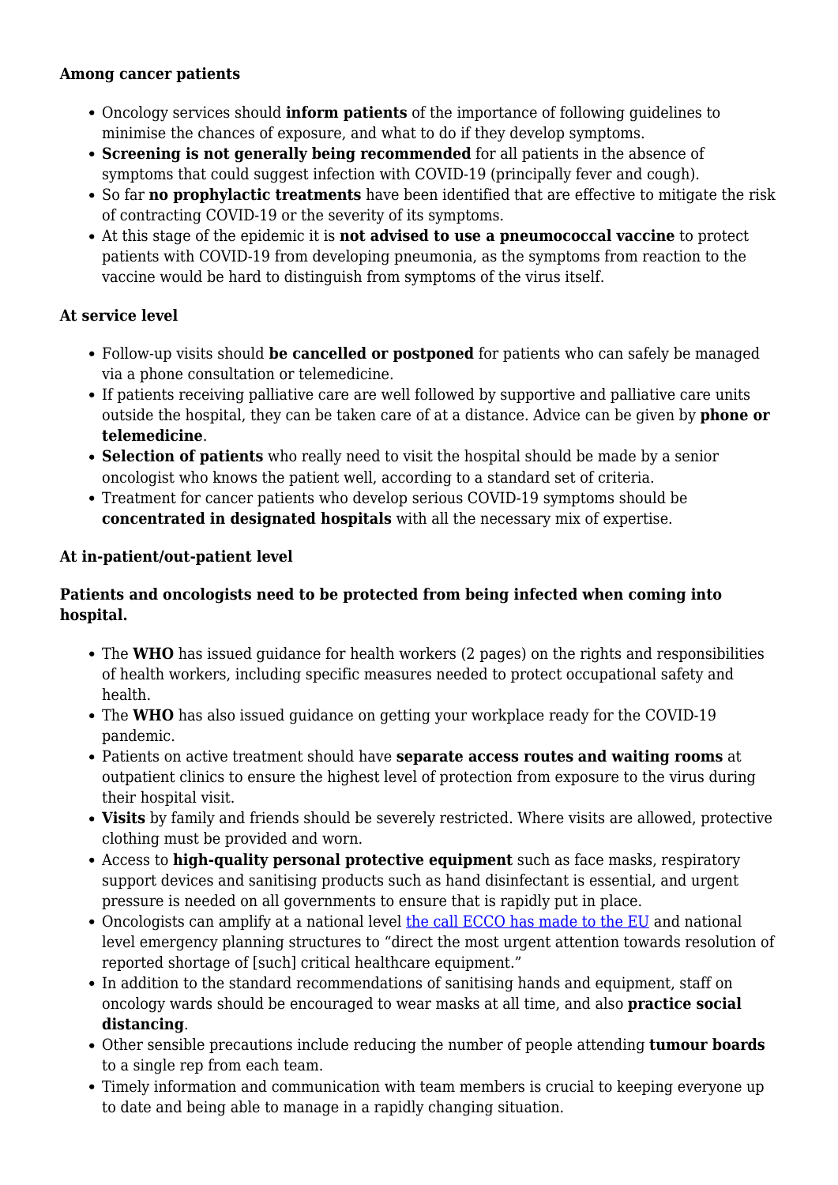**Among cancer patients**

- Oncology services should **inform patients** of the importance of following guidelines to minimise the chances of exposure, and what to do if they develop symptoms.
- **Screening is not generally being recommended** for all patients in the absence of symptoms that could suggest infection with COVID-19 (principally fever and cough).
- So far **no prophylactic treatments** have been identified that are effective to mitigate the risk of contracting COVID-19 or the severity of its symptoms.
- At this stage of the epidemic it is **not advised to use a pneumococcal vaccine** to protect patients with COVID-19 from developing pneumonia, as the symptoms from reaction to the vaccine would be hard to distinguish from symptoms of the virus itself.

**At service level**

- Follow-up visits should **be cancelled or postponed** for patients who can safely be managed via a phone consultation or telemedicine.
- If patients receiving palliative care are well followed by supportive and palliative care units outside the hospital, they can be taken care of at a distance. Advice can be given by **phone or telemedicine**.
- **Selection of patients** who really need to visit the hospital should be made by a senior oncologist who knows the patient well, according to a standard set of criteria.
- Treatment for cancer patients who develop serious COVID-19 symptoms should be **concentrated in designated hospitals** with all the necessary mix of expertise.

**At in-patient/out-patient level**

**Patients and oncologists need to be protected from being infected when coming into hospital.**

- The **WHO** has issued guidance for health workers (2 pages) on the rights and responsibilities of health workers, including specific measures needed to protect occupational safety and health.
- The **WHO** has also issued guidance on getting your workplace ready for the COVID-19 pandemic.
- Patients on active treatment should have **separate access routes and waiting rooms** at outpatient clinics to ensure the highest level of protection from exposure to the virus during their hospital visit.
- **Visits** by family and friends should be severely restricted. Where visits are allowed, protective clothing must be provided and worn.
- Access to **high-quality personal protective equipment** such as face masks, respiratory support devices and sanitising products such as hand disinfectant is essential, and urgent pressure is needed on all governments to ensure that is rapidly put in place.
- Oncologists can amplify at a national level the call ECCO has made to the EU and national level emergency planning structures to "direct the most urgent attention towards resolution of reported shortage of [such] critical healthcare equipment."
- In addition to the standard recommendations of sanitising hands and equipment, staff on oncology wards should be encouraged to wear masks at all time, and also **practice social distancing**.
- Other sensible precautions include reducing the number of people attending **tumour boards** to a single rep from each team.
- Timely information and communication with team members is crucial to keeping everyone up to date and being able to manage in a rapidly changing situation.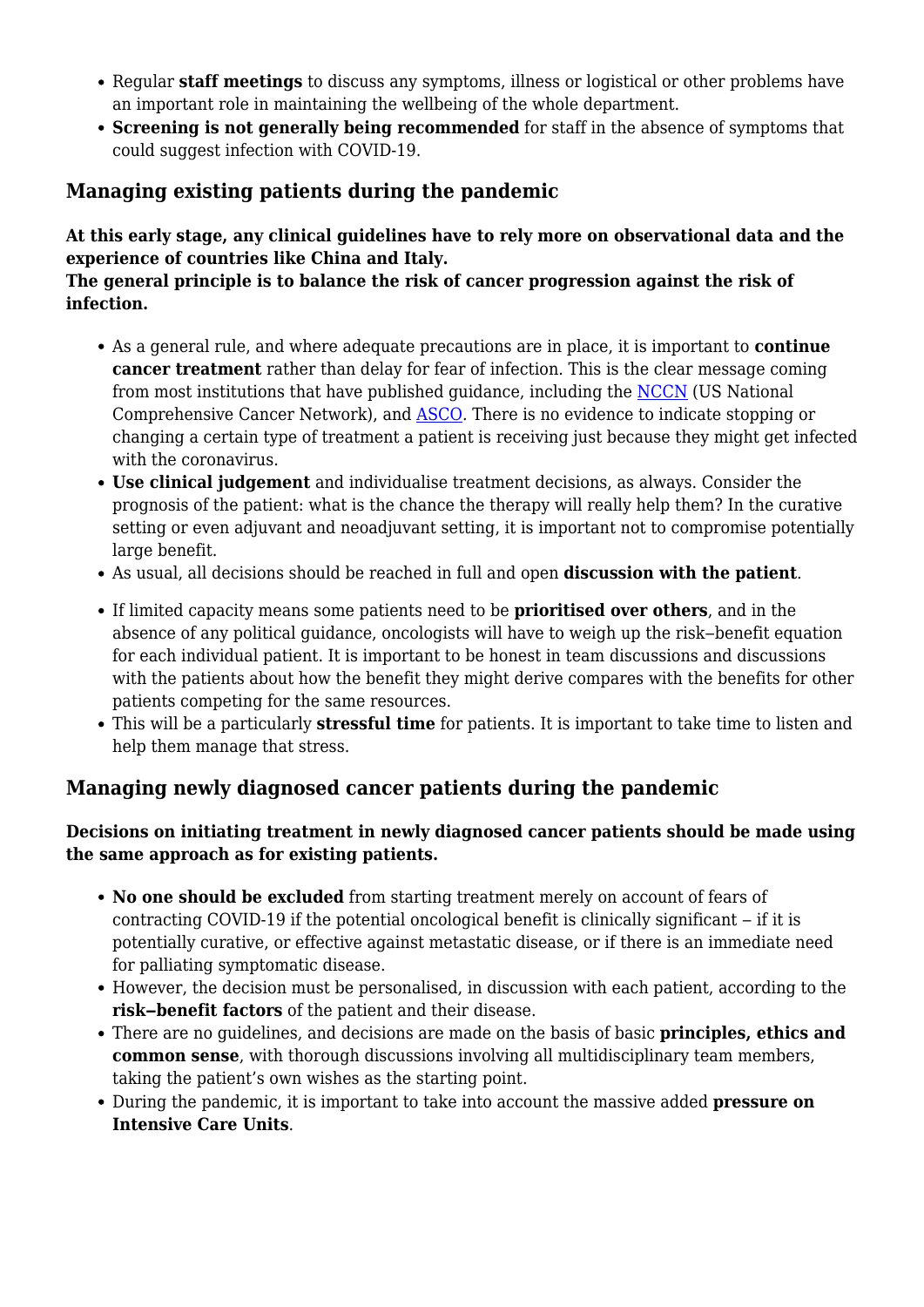- Regular **staff meetings** to discuss any symptoms, illness or logistical or other problems have an important role in maintaining the wellbeing of the whole department.
- **Screening is not generally being recommended** for staff in the absence of symptoms that could suggest infection with COVID-19.

## Managing existing patients during the pandemic

**At this early stage, any clinical guidelines have to rely more on observational data and the experience of countries like China and Italy.**
**The general principle is to balance the risk of cancer progression against the risk of infection.**

- As a general rule, and where adequate precautions are in place, it is important to **continue cancer treatment** rather than delay for fear of infection. This is the clear message coming from most institutions that have published guidance, including the NCCN (US National Comprehensive Cancer Network), and ASCO. There is no evidence to indicate stopping or changing a certain type of treatment a patient is receiving just because they might get infected with the coronavirus.
- **Use clinical judgement** and individualise treatment decisions, as always. Consider the prognosis of the patient: what is the chance the therapy will really help them? In the curative setting or even adjuvant and neoadjuvant setting, it is important not to compromise potentially large benefit.
- As usual, all decisions should be reached in full and open **discussion with the patient**.
- If limited capacity means some patients need to be **prioritised over others**, and in the absence of any political guidance, oncologists will have to weigh up the risk–benefit equation for each individual patient. It is important to be honest in team discussions and discussions with the patients about how the benefit they might derive compares with the benefits for other patients competing for the same resources.
- This will be a particularly **stressful time** for patients. It is important to take time to listen and help them manage that stress.

## Managing newly diagnosed cancer patients during the pandemic

**Decisions on initiating treatment in newly diagnosed cancer patients should be made using the same approach as for existing patients.**

- **No one should be excluded** from starting treatment merely on account of fears of contracting COVID-19 if the potential oncological benefit is clinically significant – if it is potentially curative, or effective against metastatic disease, or if there is an immediate need for palliating symptomatic disease.
- However, the decision must be personalised, in discussion with each patient, according to the **risk–benefit factors** of the patient and their disease.
- There are no guidelines, and decisions are made on the basis of basic **principles, ethics and common sense**, with thorough discussions involving all multidisciplinary team members, taking the patient's own wishes as the starting point.
- During the pandemic, it is important to take into account the massive added **pressure on Intensive Care Units**.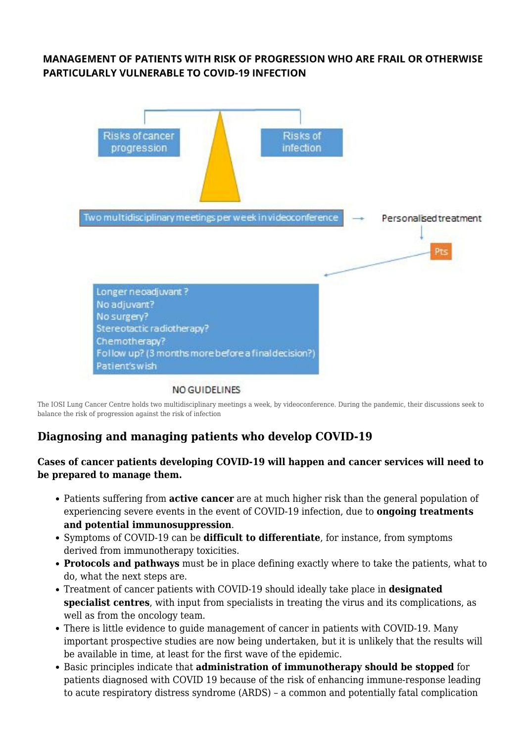**MANAGEMENT OF PATIENTS WITH RISK OF PROGRESSION WHO ARE FRAIL OR OTHERWISE PARTICULARLY VULNERABLE TO COVID-19 INFECTION**

Risks of cancer progression

Risks of infection

Two multidisciplinary meetings per week in videoconference → Personalised treatment

Pts

Longer neoadjuvant ?
No adjuvant?
No surgery?
Stereotactic radiotherapy?
Chemotherapy?
Follow up? (3 months more before a final decision?)
Patient's wish

NO GUIDELINES

The IOSI Lung Cancer Centre holds two multidisciplinary meetings a week, by videoconference. During the pandemic, their discussions seek to balance the risk of progression against the risk of infection

## Diagnosing and managing patients who develop COVID-19

**Cases of cancer patients developing COVID-19 will happen and cancer services will need to be prepared to manage them.**

- Patients suffering from **active cancer** are at much higher risk than the general population of experiencing severe events in the event of COVID-19 infection, due to **ongoing treatments and potential immunosuppression**.
- Symptoms of COVID-19 can be **difficult to differentiate**, for instance, from symptoms derived from immunotherapy toxicities.
- **Protocols and pathways** must be in place defining exactly where to take the patients, what to do, what the next steps are.
- Treatment of cancer patients with COVID-19 should ideally take place in **designated specialist centres**, with input from specialists in treating the virus and its complications, as well as from the oncology team.
- There is little evidence to guide management of cancer in patients with COVID-19. Many important prospective studies are now being undertaken, but it is unlikely that the results will be available in time, at least for the first wave of the epidemic.
- Basic principles indicate that **administration of immunotherapy should be stopped** for patients diagnosed with COVID 19 because of the risk of enhancing immune-response leading to acute respiratory distress syndrome (ARDS) – a common and potentially fatal complication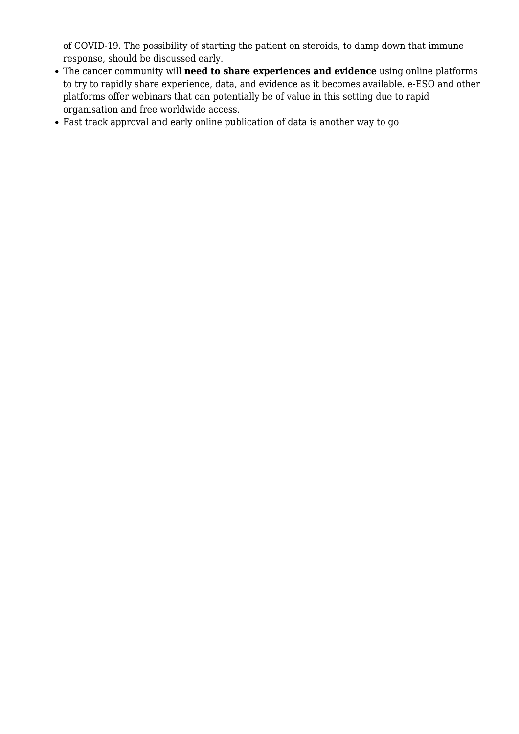of COVID-19. The possibility of starting the patient on steroids, to damp down that immune response, should be discussed early.

- The cancer community will **need to share experiences and evidence** using online platforms to try to rapidly share experience, data, and evidence as it becomes available. e-ESO and other platforms offer webinars that can potentially be of value in this setting due to rapid organisation and free worldwide access.
- Fast track approval and early online publication of data is another way to go